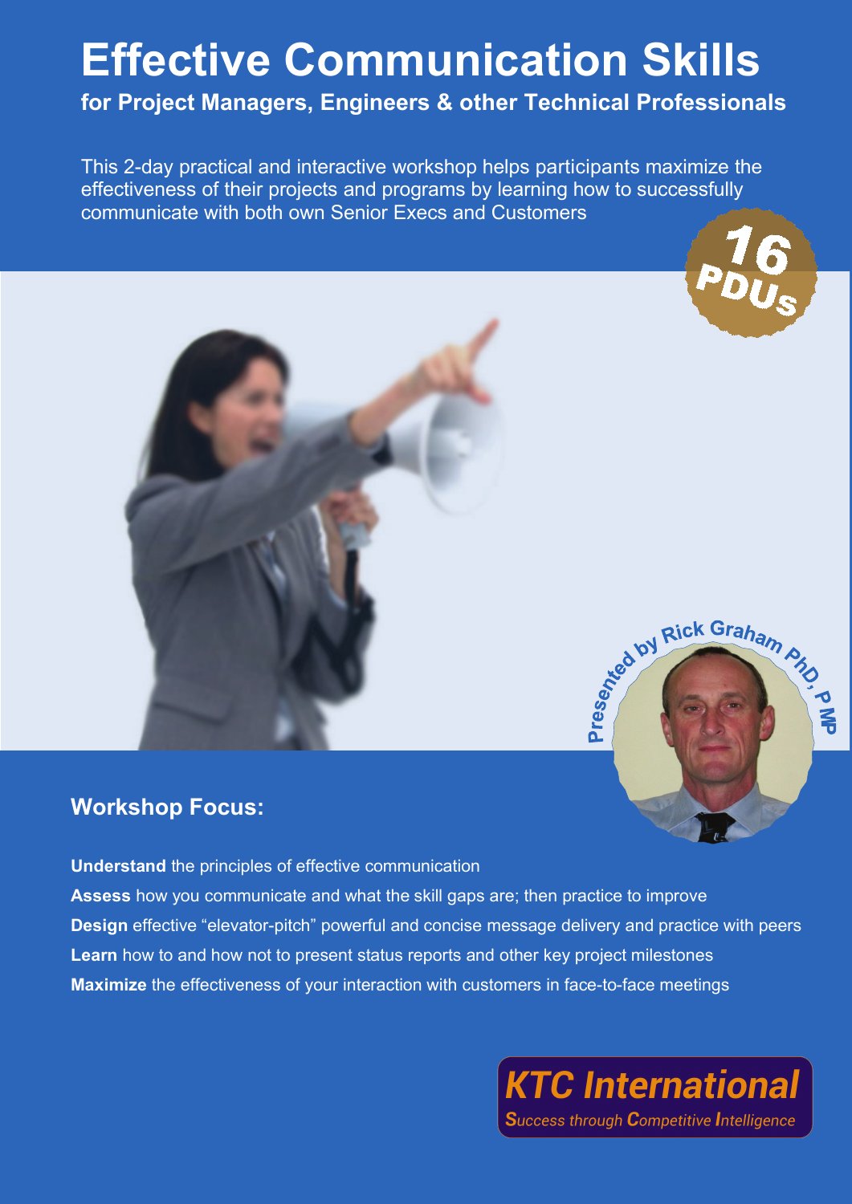# Effective Communication Skills

**for Project Managers, Engineers & other Technical Professionals**

This 2-day practical and interactive workshop helps participants maximize the effectiveness of their projects and programs by learning how to successfully communicate with both own Senior Execs and Customers

16 PDUs

Presented by Rick Graham PhD, PMP

## Workshop Focus:

**Understand** the principles of effective communication

**Assess** how you communicate and what the skill gaps are; then practice to improve

**Design** effective "elevator-pitch" powerful and concise message delivery and practice with peers

**Learn** how to and how not to present status reports and other key project milestones

**Maximize** the effectiveness of your interaction with customers in face-to-face meetings

**KTC International**

*Success through Competitive Intelligence*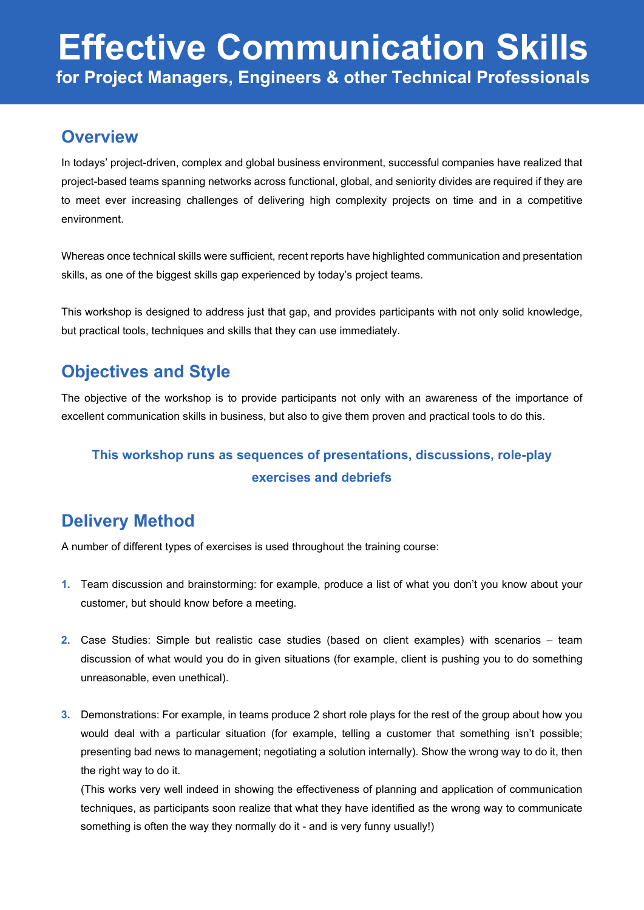# Effective Communication Skills

## for Project Managers, Engineers & other Technical Professionals

## Overview

In todays' project-driven, complex and global business environment, successful companies have realized that project-based teams spanning networks across functional, global, and seniority divides are required if they are to meet ever increasing challenges of delivering high complexity projects on time and in a competitive environment.

Whereas once technical skills were sufficient, recent reports have highlighted communication and presentation skills, as one of the biggest skills gap experienced by today's project teams.

This workshop is designed to address just that gap, and provides participants with not only solid knowledge, but practical tools, techniques and skills that they can use immediately.

## Objectives and Style

The objective of the workshop is to provide participants not only with an awareness of the importance of excellent communication skills in business, but also to give them proven and practical tools to do this.

**This workshop runs as sequences of presentations, discussions, role-play exercises and debriefs**

## Delivery Method

A number of different types of exercises is used throughout the training course:

1. Team discussion and brainstorming: for example, produce a list of what you don't you know about your customer, but should know before a meeting.

2. Case Studies: Simple but realistic case studies (based on client examples) with scenarios – team discussion of what would you do in given situations (for example, client is pushing you to do something unreasonable, even unethical).

3. Demonstrations: For example, in teams produce 2 short role plays for the rest of the group about how you would deal with a particular situation (for example, telling a customer that something isn't possible; presenting bad news to management; negotiating a solution internally). Show the wrong way to do it, then the right way to do it.
   (This works very well indeed in showing the effectiveness of planning and application of communication techniques, as participants soon realize that what they have identified as the wrong way to communicate something is often the way they normally do it - and is very funny usually!)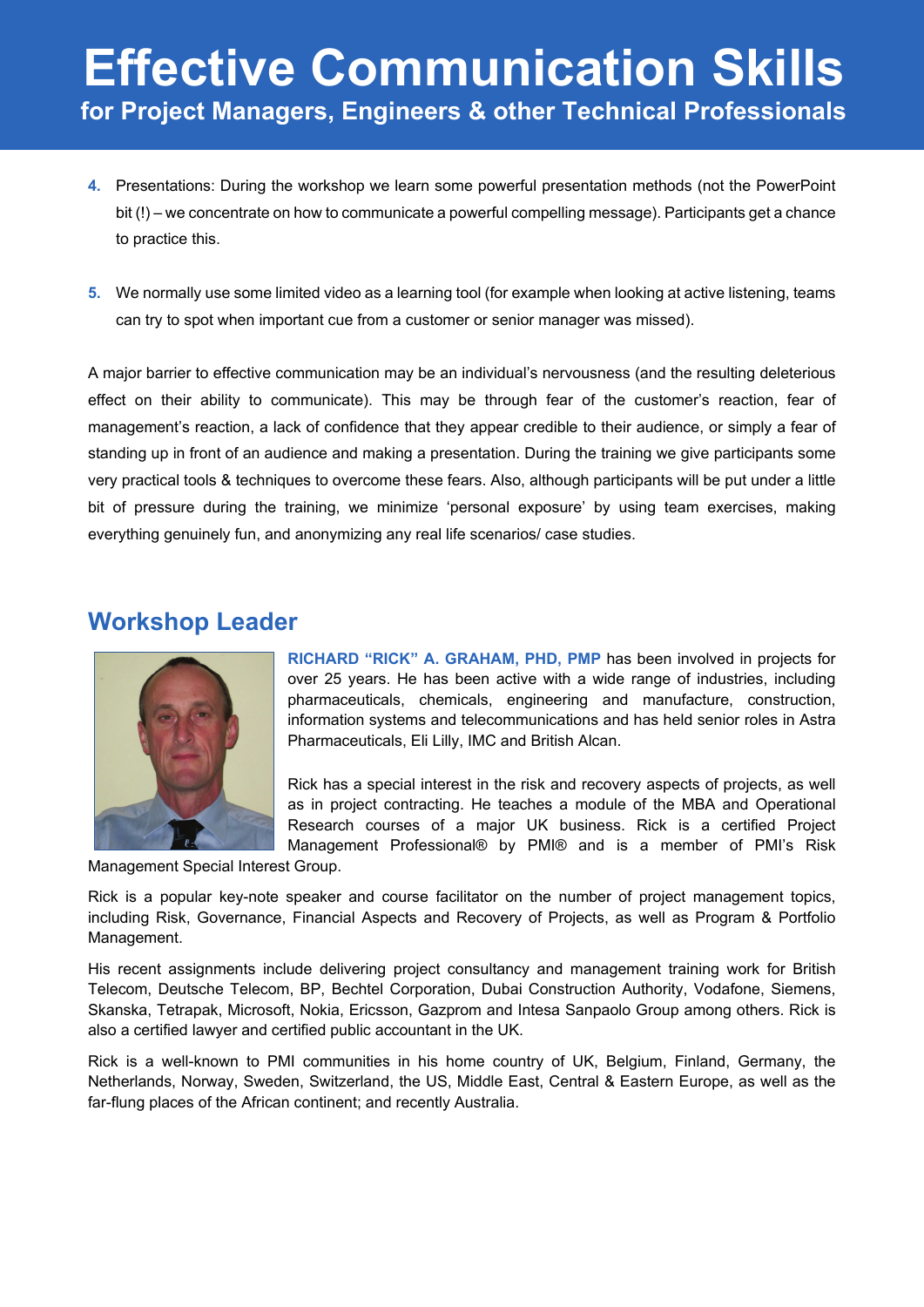# Effective Communication Skills

## for Project Managers, Engineers & other Technical Professionals

4. Presentations: During the workshop we learn some powerful presentation methods (not the PowerPoint bit (!) – we concentrate on how to communicate a powerful compelling message). Participants get a chance to practice this.

5. We normally use some limited video as a learning tool (for example when looking at active listening, teams can try to spot when important cue from a customer or senior manager was missed).

A major barrier to effective communication may be an individual's nervousness (and the resulting deleterious effect on their ability to communicate). This may be through fear of the customer's reaction, fear of management's reaction, a lack of confidence that they appear credible to their audience, or simply a fear of standing up in front of an audience and making a presentation. During the training we give participants some very practical tools & techniques to overcome these fears. Also, although participants will be put under a little bit of pressure during the training, we minimize 'personal exposure' by using team exercises, making everything genuinely fun, and anonymizing any real life scenarios/ case studies.

## Workshop Leader

**RICHARD "RICK" A. GRAHAM, PHD, PMP** has been involved in projects for over 25 years. He has been active with a wide range of industries, including pharmaceuticals, chemicals, engineering and manufacture, construction, information systems and telecommunications and has held senior roles in Astra Pharmaceuticals, Eli Lilly, IMC and British Alcan.

Rick has a special interest in the risk and recovery aspects of projects, as well as in project contracting. He teaches a module of the MBA and Operational Research courses of a major UK business. Rick is a certified Project Management Professional® by PMI® and is a member of PMI's Risk Management Special Interest Group.

Rick is a popular key-note speaker and course facilitator on the number of project management topics, including Risk, Governance, Financial Aspects and Recovery of Projects, as well as Program & Portfolio Management.

His recent assignments include delivering project consultancy and management training work for British Telecom, Deutsche Telecom, BP, Bechtel Corporation, Dubai Construction Authority, Vodafone, Siemens, Skanska, Tetrapak, Microsoft, Nokia, Ericsson, Gazprom and Intesa Sanpaolo Group among others. Rick is also a certified lawyer and certified public accountant in the UK.

Rick is a well-known to PMI communities in his home country of UK, Belgium, Finland, Germany, the Netherlands, Norway, Sweden, Switzerland, the US, Middle East, Central & Eastern Europe, as well as the far-flung places of the African continent; and recently Australia.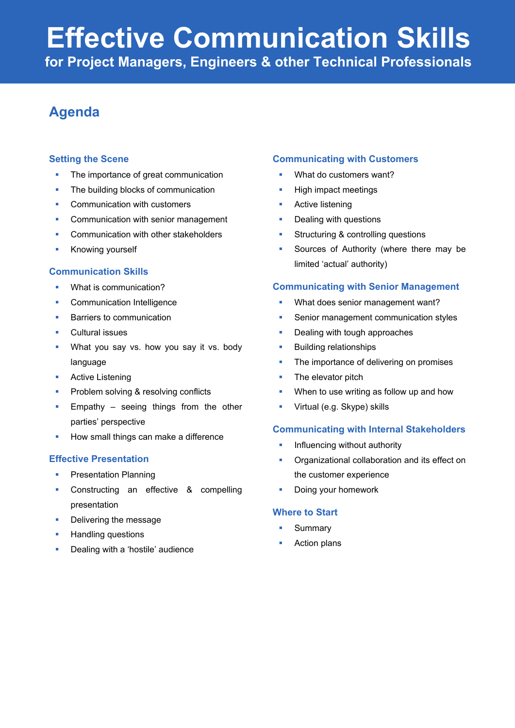# Effective Communication Skills

## for Project Managers, Engineers & other Technical Professionals

## Agenda

### Setting the Scene

- The importance of great communication
- The building blocks of communication
- Communication with customers
- Communication with senior management
- Communication with other stakeholders
- Knowing yourself

### Communication Skills

- What is communication?
- Communication Intelligence
- Barriers to communication
- Cultural issues
- What you say vs. how you say it vs. body language
- Active Listening
- Problem solving & resolving conflicts
- Empathy – seeing things from the other parties' perspective
- How small things can make a difference

### Effective Presentation

- Presentation Planning
- Constructing an effective & compelling presentation
- Delivering the message
- Handling questions
- Dealing with a 'hostile' audience

### Communicating with Customers

- What do customers want?
- High impact meetings
- Active listening
- Dealing with questions
- Structuring & controlling questions
- Sources of Authority (where there may be limited 'actual' authority)

### Communicating with Senior Management

- What does senior management want?
- Senior management communication styles
- Dealing with tough approaches
- Building relationships
- The importance of delivering on promises
- The elevator pitch
- When to use writing as follow up and how
- Virtual (e.g. Skype) skills

### Communicating with Internal Stakeholders

- Influencing without authority
- Organizational collaboration and its effect on the customer experience
- Doing your homework

### Where to Start

- Summary
- Action plans